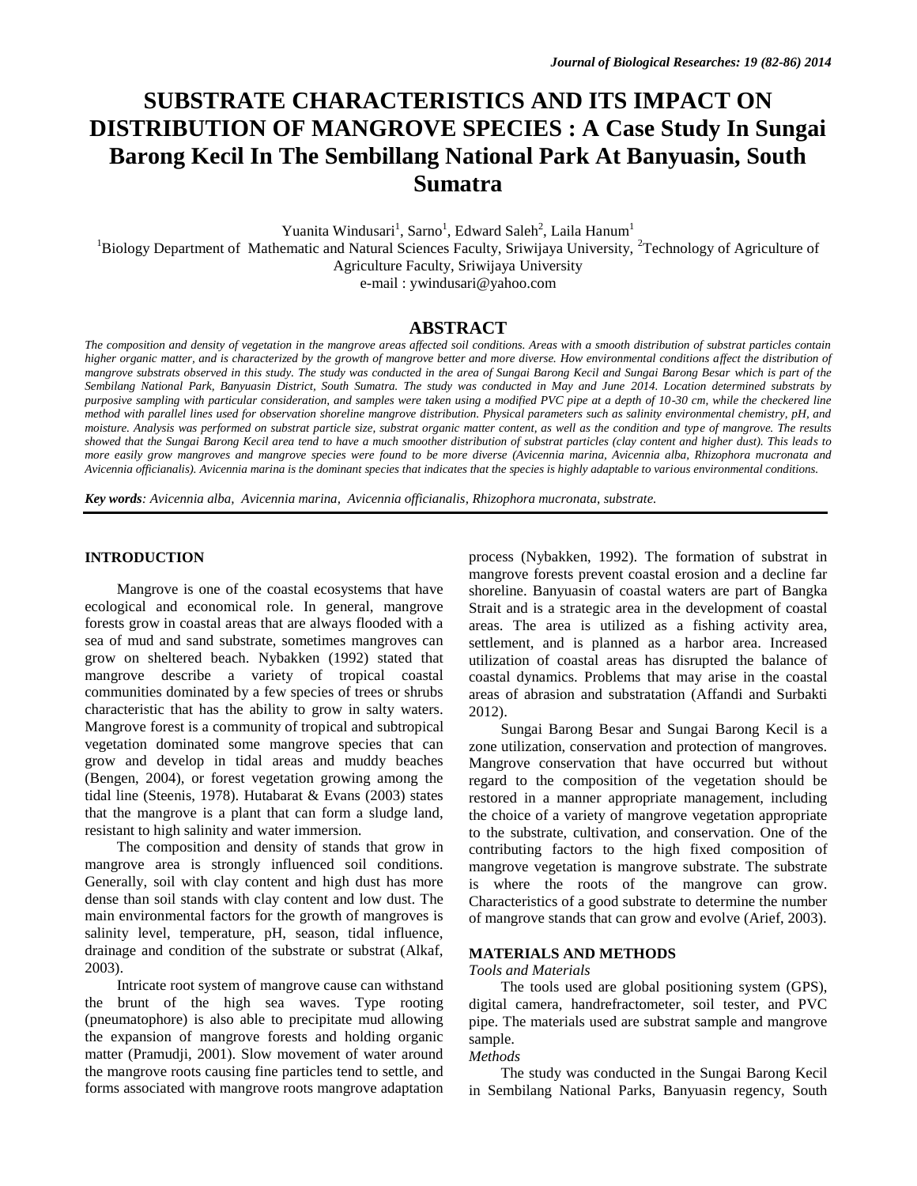# SUBSTRATE CHARACTERISTICS AND ITS IMPACT ON DISTRIBUTION OF MANGROVE SPECIES : A Case Study In Sungai Barong Kecil In The Sembillang National Park At Banyuasin, South Sumatra

Yuanita Windusari[1], Sarno[1], Edward Saleh[2], Laila Hanum[1]

[1]Biology Department of Mathematic and Natural Sciences Faculty, Sriwijaya University, [2]Technology of Agriculture of Agriculture Faculty, Sriwijaya University

e-mail : ywindusari@yahoo.com

## ABSTRACT

*The composition and density of vegetation in the mangrove areas affected soil conditions. Areas with a smooth distribution of substrat particles contain higher organic matter, and is characterized by the growth of mangrove better and more diverse. How environmental conditions affect the distribution of mangrove substrats observed in this study. The study was conducted in the area of Sungai Barong Kecil and Sungai Barong Besar which is part of the Sembilang National Park, Banyuasin District, South Sumatra. The study was conducted in May and June 2014. Location determined substrats by purposive sampling with particular consideration, and samples were taken using a modified PVC pipe at a depth of 10-30 cm, while the checkered line method with parallel lines used for observation shoreline mangrove distribution. Physical parameters such as salinity environmental chemistry, pH, and moisture. Analysis was performed on substrat particle size, substrat organic matter content, as well as the condition and type of mangrove. The results showed that the Sungai Barong Kecil area tend to have a much smoother distribution of substrat particles (clay content and higher dust). This leads to more easily grow mangroves and mangrove species were found to be more diverse (Avicennia marina, Avicennia alba, Rhizophora mucronata and Avicennia officianalis). Avicennia marina is the dominant species that indicates that the species is highly adaptable to various environmental conditions.*

***Key words**: Avicennia alba, Avicennia marina, Avicennia officianalis, Rhizophora mucronata, substrate.*

## INTRODUCTION

Mangrove is one of the coastal ecosystems that have ecological and economical role. In general, mangrove forests grow in coastal areas that are always flooded with a sea of mud and sand substrate, sometimes mangroves can grow on sheltered beach. Nybakken (1992) stated that mangrove describe a variety of tropical coastal communities dominated by a few species of trees or shrubs characteristic that has the ability to grow in salty waters. Mangrove forest is a community of tropical and subtropical vegetation dominated some mangrove species that can grow and develop in tidal areas and muddy beaches (Bengen, 2004), or forest vegetation growing among the tidal line (Steenis, 1978). Hutabarat & Evans (2003) states that the mangrove is a plant that can form a sludge land, resistant to high salinity and water immersion.

The composition and density of stands that grow in mangrove area is strongly influenced soil conditions. Generally, soil with clay content and high dust has more dense than soil stands with clay content and low dust. The main environmental factors for the growth of mangroves is salinity level, temperature, pH, season, tidal influence, drainage and condition of the substrate or substrat (Alkaf, 2003).

Intricate root system of mangrove cause can withstand the brunt of the high sea waves. Type rooting (pneumatophore) is also able to precipitate mud allowing the expansion of mangrove forests and holding organic matter (Pramudji, 2001). Slow movement of water around the mangrove roots causing fine particles tend to settle, and forms associated with mangrove roots mangrove adaptation process (Nybakken, 1992). The formation of substrat in mangrove forests prevent coastal erosion and a decline far shoreline. Banyuasin of coastal waters are part of Bangka Strait and is a strategic area in the development of coastal areas. The area is utilized as a fishing activity area, settlement, and is planned as a harbor area. Increased utilization of coastal areas has disrupted the balance of coastal dynamics. Problems that may arise in the coastal areas of abrasion and substratation (Affandi and Surbakti 2012).

Sungai Barong Besar and Sungai Barong Kecil is a zone utilization, conservation and protection of mangroves. Mangrove conservation that have occurred but without regard to the composition of the vegetation should be restored in a manner appropriate management, including the choice of a variety of mangrove vegetation appropriate to the substrate, cultivation, and conservation. One of the contributing factors to the high fixed composition of mangrove vegetation is mangrove substrate. The substrate is where the roots of the mangrove can grow. Characteristics of a good substrate to determine the number of mangrove stands that can grow and evolve (Arief, 2003).

## MATERIALS AND METHODS

*Tools and Materials*

The tools used are global positioning system (GPS), digital camera, handrefractometer, soil tester, and PVC pipe. The materials used are substrat sample and mangrove sample.

*Methods*

The study was conducted in the Sungai Barong Kecil in Sembilang National Parks, Banyuasin regency, South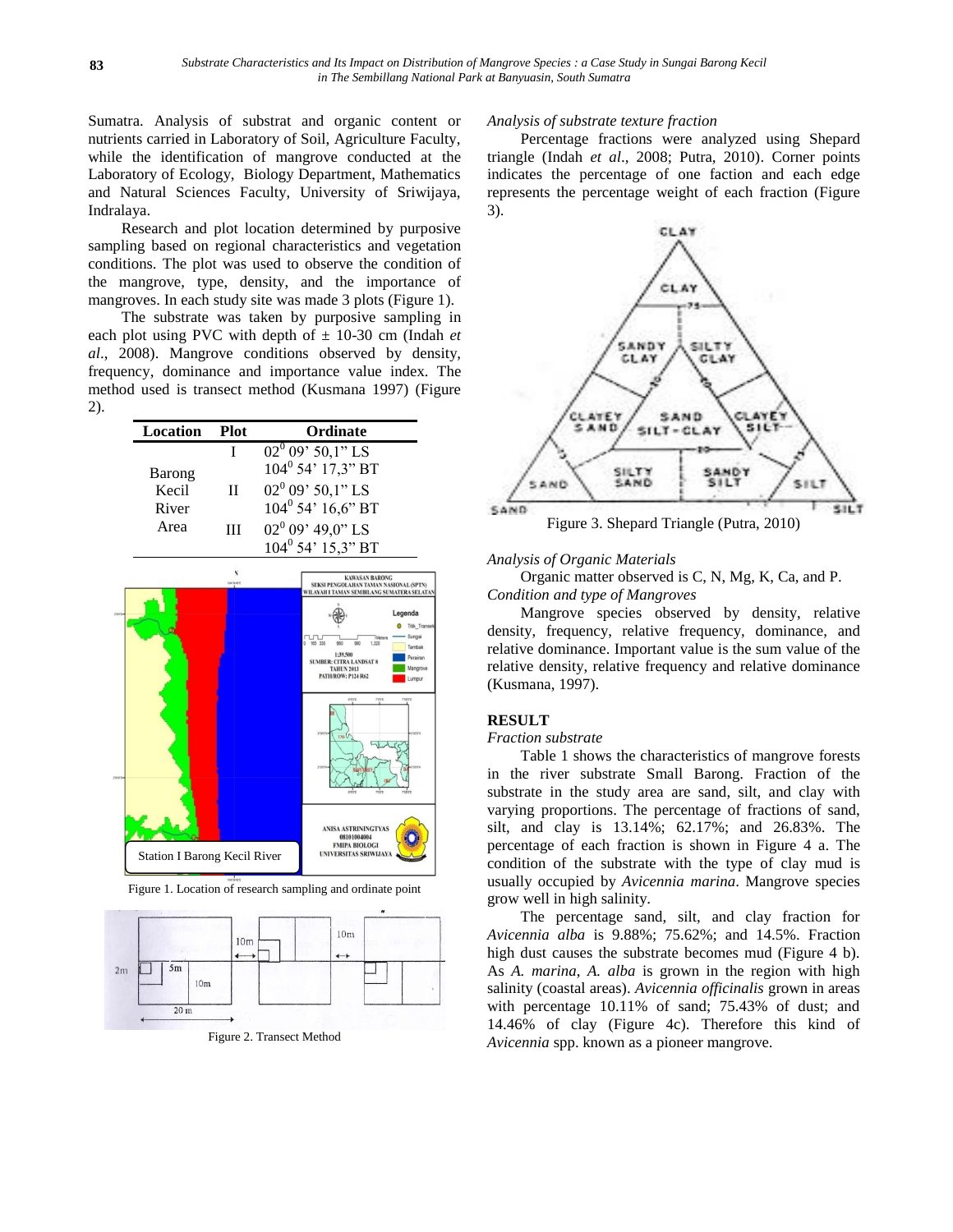Sumatra. Analysis of substrat and organic content or nutrients carried in Laboratory of Soil, Agriculture Faculty, while the identification of mangrove conducted at the Laboratory of Ecology, Biology Department, Mathematics and Natural Sciences Faculty, University of Sriwijaya, Indralaya.

Research and plot location determined by purposive sampling based on regional characteristics and vegetation conditions. The plot was used to observe the condition of the mangrove, type, density, and the importance of mangroves. In each study site was made 3 plots (Figure 1).

The substrate was taken by purposive sampling in each plot using PVC with depth of ± 10-30 cm (Indah *et al*., 2008). Mangrove conditions observed by density, frequency, dominance and importance value index. The method used is transect method (Kusmana 1997) (Figure 2).

| Location | Plot | Ordinate |
|---|---|---|
| Barong Kecil River Area | I | $02^0$ 09' 50,1" LS<br>$104^0$ 54' 17,3" BT |
| | II | $02^0$ 09' 50,1" LS<br>$104^0$ 54' 16,6" BT |
| | III | $02^0$ 09' 49,0" LS<br>$104^0$ 54' 15,3" BT |

Figure 1. Location of research sampling and ordinate point

Figure 2. Transect Method

*Analysis of substrate texture fraction*

Percentage fractions were analyzed using Shepard triangle (Indah *et al*., 2008; Putra, 2010). Corner points indicates the percentage of one faction and each edge represents the percentage weight of each fraction (Figure 3).

Figure 3. Shepard Triangle (Putra, 2010)

*Analysis of Organic Materials*

Organic matter observed is C, N, Mg, K, Ca, and P.

*Condition and type of Mangroves*

Mangrove species observed by density, relative density, frequency, relative frequency, dominance, and relative dominance. Important value is the sum value of the relative density, relative frequency and relative dominance (Kusmana, 1997).

## RESULT

*Fraction substrate*

Table 1 shows the characteristics of mangrove forests in the river substrate Small Barong. Fraction of the substrate in the study area are sand, silt, and clay with varying proportions. The percentage of fractions of sand, silt, and clay is 13.14%; 62.17%; and 26.83%. The percentage of each fraction is shown in Figure 4 a. The condition of the substrate with the type of clay mud is usually occupied by *Avicennia marina*. Mangrove species grow well in high salinity.

The percentage sand, silt, and clay fraction for *Avicennia alba* is 9.88%; 75.62%; and 14.5%. Fraction high dust causes the substrate becomes mud (Figure 4 b). As *A. marina*, *A. alba* is grown in the region with high salinity (coastal areas). *Avicennia officinalis* grown in areas with percentage 10.11% of sand; 75.43% of dust; and 14.46% of clay (Figure 4c). Therefore this kind of *Avicennia* spp. known as a pioneer mangrove.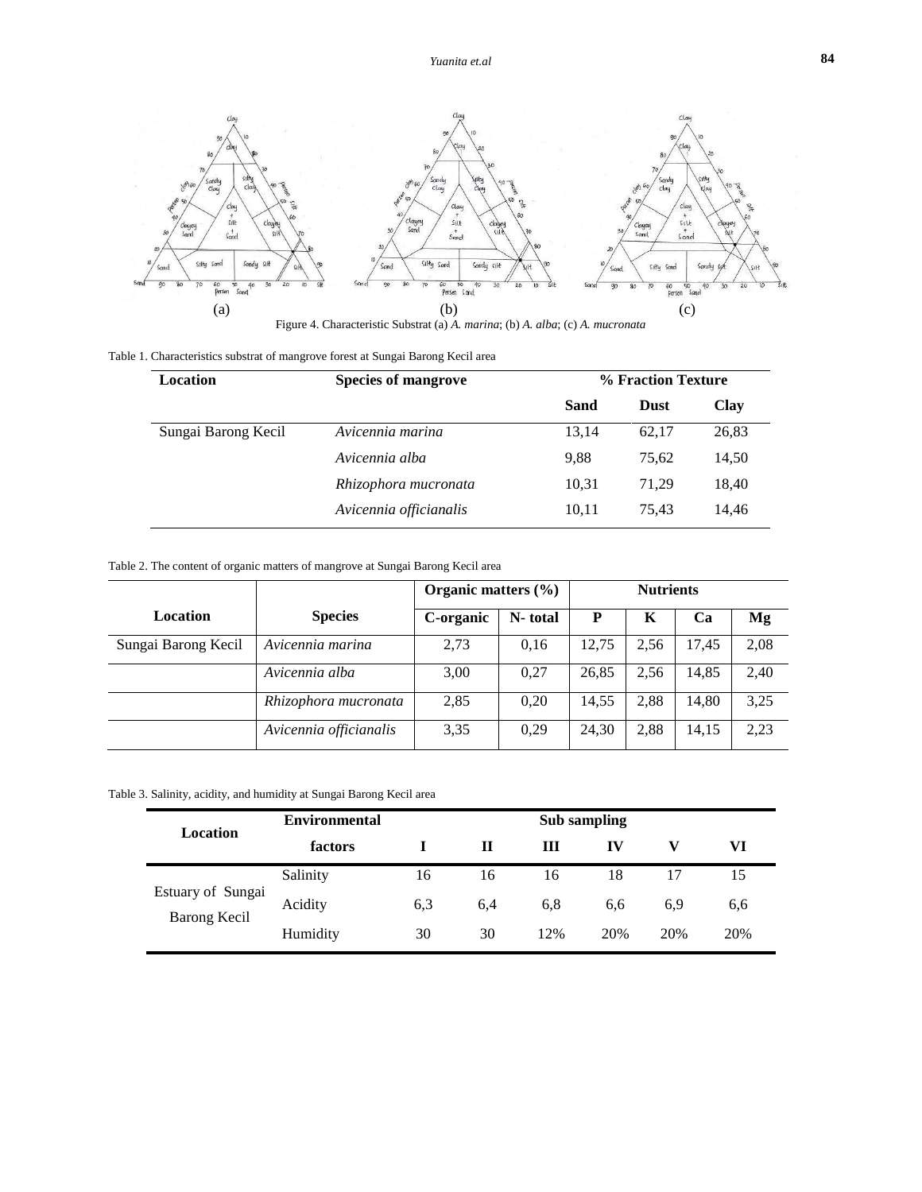(a) (b) (c)

Figure 4. Characteristic Substrat (a) *A. marina*; (b) *A. alba*; (c) *A. mucronata*

Table 1. Characteristics substrat of mangrove forest at Sungai Barong Kecil area

| Location | Species of mangrove | % Fraction Texture | | |
|---|---|---|---|---|
| | | Sand | Dust | Clay |
| Sungai Barong Kecil | *Avicennia marina* | 13,14 | 62,17 | 26,83 |
| | *Avicennia alba* | 9,88 | 75,62 | 14,50 |
| | *Rhizophora mucronata* | 10,31 | 71,29 | 18,40 |
| | *Avicennia officianalis* | 10,11 | 75,43 | 14,46 |

Table 2. The content of organic matters of mangrove at Sungai Barong Kecil area

| Location | Species | Organic matters (%) | | Nutrients | | | |
|---|---|---|---|---|---|---|---|
| | | C-organic | N- total | P | K | Ca | Mg |
| Sungai Barong Kecil | *Avicennia marina* | 2,73 | 0,16 | 12,75 | 2,56 | 17,45 | 2,08 |
| | *Avicennia alba* | 3,00 | 0,27 | 26,85 | 2,56 | 14,85 | 2,40 |
| | *Rhizophora mucronata* | 2,85 | 0,20 | 14,55 | 2,88 | 14,80 | 3,25 |
| | *Avicennia officianalis* | 3,35 | 0,29 | 24,30 | 2,88 | 14,15 | 2,23 |

Table 3. Salinity, acidity, and humidity at Sungai Barong Kecil area

| Location | Environmental factors | Sub sampling | | | | | |
|---|---|---|---|---|---|---|---|
| | | I | II | III | IV | V | VI |
| Estuary of Sungai Barong Kecil | Salinity | 16 | 16 | 16 | 18 | 17 | 15 |
| | Acidity | 6,3 | 6,4 | 6,8 | 6,6 | 6,9 | 6,6 |
| | Humidity | 30 | 30 | 12% | 20% | 20% | 20% |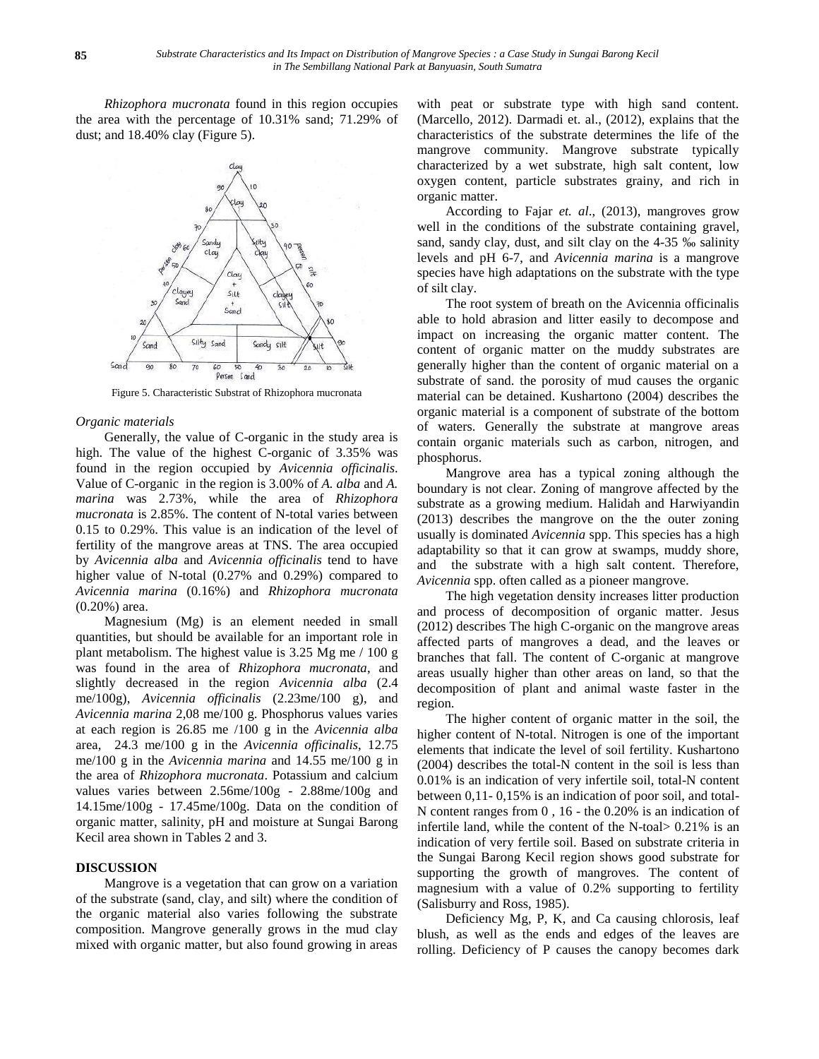*Rhizophora mucronata* found in this region occupies the area with the percentage of 10.31% sand; 71.29% of dust; and 18.40% clay (Figure 5).

Figure 5. Characteristic Substrat of Rhizophora mucronata

*Organic materials*

Generally, the value of C-organic in the study area is high. The value of the highest C-organic of 3.35% was found in the region occupied by *Avicennia officinalis*. Value of C-organic in the region is 3.00% of *A. alba* and *A. marina* was 2.73%, while the area of *Rhizophora mucronata* is 2.85%. The content of N-total varies between 0.15 to 0.29%. This value is an indication of the level of fertility of the mangrove areas at TNS. The area occupied by *Avicennia alba* and *Avicennia officinalis* tend to have higher value of N-total (0.27% and 0.29%) compared to *Avicennia marina* (0.16%) and *Rhizophora mucronata* (0.20%) area.

Magnesium (Mg) is an element needed in small quantities, but should be available for an important role in plant metabolism. The highest value is 3.25 Mg me / 100 g was found in the area of *Rhizophora mucronata*, and slightly decreased in the region *Avicennia alba* (2.4 me/100g), *Avicennia officinalis* (2.23me/100 g), and *Avicennia marina* 2,08 me/100 g. Phosphorus values varies at each region is 26.85 me /100 g in the *Avicennia alba* area, 24.3 me/100 g in the *Avicennia officinalis*, 12.75 me/100 g in the *Avicennia marina* and 14.55 me/100 g in the area of *Rhizophora mucronata*. Potassium and calcium values varies between 2.56me/100g - 2.88me/100g and 14.15me/100g - 17.45me/100g. Data on the condition of organic matter, salinity, pH and moisture at Sungai Barong Kecil area shown in Tables 2 and 3.

## DISCUSSION

Mangrove is a vegetation that can grow on a variation of the substrate (sand, clay, and silt) where the condition of the organic material also varies following the substrate composition. Mangrove generally grows in the mud clay mixed with organic matter, but also found growing in areas with peat or substrate type with high sand content. (Marcello, 2012). Darmadi et. al., (2012), explains that the characteristics of the substrate determines the life of the mangrove community. Mangrove substrate typically characterized by a wet substrate, high salt content, low oxygen content, particle substrates grainy, and rich in organic matter.

According to Fajar *et. al*., (2013), mangroves grow well in the conditions of the substrate containing gravel, sand, sandy clay, dust, and silt clay on the 4-35 ‰ salinity levels and pH 6-7, and *Avicennia marina* is a mangrove species have high adaptations on the substrate with the type of silt clay.

The root system of breath on the Avicennia officinalis able to hold abrasion and litter easily to decompose and impact on increasing the organic matter content. The content of organic matter on the muddy substrates are generally higher than the content of organic material on a substrate of sand. the porosity of mud causes the organic material can be detained. Kushartono (2004) describes the organic material is a component of substrate of the bottom of waters. Generally the substrate at mangrove areas contain organic materials such as carbon, nitrogen, and phosphorus.

Mangrove area has a typical zoning although the boundary is not clear. Zoning of mangrove affected by the substrate as a growing medium. Halidah and Harwiyandin (2013) describes the mangrove on the the outer zoning usually is dominated *Avicennia* spp. This species has a high adaptability so that it can grow at swamps, muddy shore, and the substrate with a high salt content. Therefore, *Avicennia* spp. often called as a pioneer mangrove.

The high vegetation density increases litter production and process of decomposition of organic matter. Jesus (2012) describes The high C-organic on the mangrove areas affected parts of mangroves a dead, and the leaves or branches that fall. The content of C-organic at mangrove areas usually higher than other areas on land, so that the decomposition of plant and animal waste faster in the region.

The higher content of organic matter in the soil, the higher content of N-total. Nitrogen is one of the important elements that indicate the level of soil fertility. Kushartono (2004) describes the total-N content in the soil is less than 0.01% is an indication of very infertile soil, total-N content between 0,11- 0,15% is an indication of poor soil, and total-N content ranges from 0 , 16 - the 0.20% is an indication of infertile land, while the content of the N-toal> 0.21% is an indication of very fertile soil. Based on substrate criteria in the Sungai Barong Kecil region shows good substrate for supporting the growth of mangroves. The content of magnesium with a value of 0.2% supporting to fertility (Salisburry and Ross, 1985).

Deficiency Mg, P, K, and Ca causing chlorosis, leaf blush, as well as the ends and edges of the leaves are rolling. Deficiency of P causes the canopy becomes dark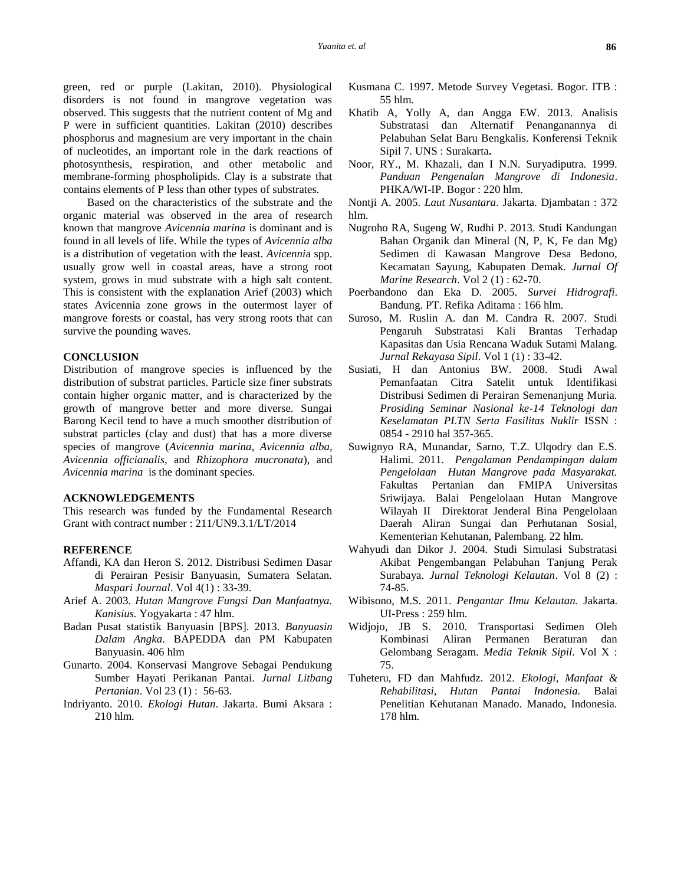green, red or purple (Lakitan, 2010). Physiological disorders is not found in mangrove vegetation was observed. This suggests that the nutrient content of Mg and P were in sufficient quantities. Lakitan (2010) describes phosphorus and magnesium are very important in the chain of nucleotides, an important role in the dark reactions of photosynthesis, respiration, and other metabolic and membrane-forming phospholipids. Clay is a substrate that contains elements of P less than other types of substrates.

Based on the characteristics of the substrate and the organic material was observed in the area of research known that mangrove *Avicennia marina* is dominant and is found in all levels of life. While the types of *Avicennia alba* is a distribution of vegetation with the least. *Avicenni*a spp. usually grow well in coastal areas, have a strong root system, grows in mud substrate with a high salt content. This is consistent with the explanation Arief (2003) which states Avicennia zone grows in the outermost layer of mangrove forests or coastal, has very strong roots that can survive the pounding waves.

## CONCLUSION

Distribution of mangrove species is influenced by the distribution of substrat particles. Particle size finer substrats contain higher organic matter, and is characterized by the growth of mangrove better and more diverse. Sungai Barong Kecil tend to have a much smoother distribution of substrat particles (clay and dust) that has a more diverse species of mangrove (*Avicennia marina*, *Avicennia alba*, *Avicennia officianalis*, and *Rhizophora mucronata*), and *Avicennia marina* is the dominant species.

## ACKNOWLEDGEMENTS

This research was funded by the Fundamental Research Grant with contract number : 211/UN9.3.1/LT/2014

## REFERENCE

Affandi, KA dan Heron S. 2012. Distribusi Sedimen Dasar di Perairan Pesisir Banyuasin, Sumatera Selatan. *Maspari Journal*. Vol 4(1) : 33-39.

Arief A. 2003. *Hutan Mangrove Fungsi Dan Manfaatnya. Kanisius.* Yogyakarta : 47 hlm.

Badan Pusat statistik Banyuasin [BPS]. 2013. *Banyuasin Dalam Angka.* BAPEDDA dan PM Kabupaten Banyuasin. 406 hlm

Gunarto. 2004. Konservasi Mangrove Sebagai Pendukung Sumber Hayati Perikanan Pantai. *Jurnal Litbang Pertanian*. Vol 23 (1) : 56-63.

Indriyanto. 2010. *Ekologi Hutan*. Jakarta. Bumi Aksara : 210 hlm.

Kusmana C. 1997. Metode Survey Vegetasi. Bogor. ITB : 55 hlm.

Khatib A, Yolly A, dan Angga EW. 2013. Analisis Substratasi dan Alternatif Penanganannya di Pelabuhan Selat Baru Bengkalis. Konferensi Teknik Sipil 7. UNS : Surakarta**.**

Noor, RY., M. Khazali, dan I N.N. Suryadiputra. 1999. *Panduan Pengenalan Mangrove di Indonesia*. PHKA/WI-IP. Bogor : 220 hlm.

Nontji A. 2005. *Laut Nusantara*. Jakarta. Djambatan : 372 hlm.

Nugroho RA, Sugeng W, Rudhi P. 2013. Studi Kandungan Bahan Organik dan Mineral (N, P, K, Fe dan Mg) Sedimen di Kawasan Mangrove Desa Bedono, Kecamatan Sayung, Kabupaten Demak. *Jurnal Of Marine Research*. Vol 2 (1) : 62-70.

Poerbandono dan Eka D. 2005. *Survei Hidrografi*. Bandung. PT. Refika Aditama : 166 hlm.

Suroso, M. Ruslin A. dan M. Candra R. 2007. Studi Pengaruh Substratasi Kali Brantas Terhadap Kapasitas dan Usia Rencana Waduk Sutami Malang. *Jurnal Rekayasa Sipil*. Vol 1 (1) : 33-42.

Susiati, H dan Antonius BW. 2008. Studi Awal Pemanfaatan Citra Satelit untuk Identifikasi Distribusi Sedimen di Perairan Semenanjung Muria. *Prosiding Seminar Nasional ke-14 Teknologi dan Keselamatan PLTN Serta Fasilitas Nuklir* ISSN : 0854 - 2910 hal 357-365.

Suwignyo RA, Munandar, Sarno, T.Z. Ulqodry dan E.S. Halimi. 2011. *Pengalaman Pendampingan dalam Pengelolaan Hutan Mangrove pada Masyarakat.* Fakultas Pertanian dan FMIPA Universitas Sriwijaya. Balai Pengelolaan Hutan Mangrove Wilayah II Direktorat Jenderal Bina Pengelolaan Daerah Aliran Sungai dan Perhutanan Sosial, Kementerian Kehutanan, Palembang. 22 hlm.

Wahyudi dan Dikor J. 2004. Studi Simulasi Substratasi Akibat Pengembangan Pelabuhan Tanjung Perak Surabaya. *Jurnal Teknologi Kelautan*. Vol 8 (2) : 74-85.

Wibisono, M.S. 2011. *Pengantar Ilmu Kelautan.* Jakarta. UI-Press : 259 hlm.

Widjojo, JB S. 2010. Transportasi Sedimen Oleh Kombinasi Aliran Permanen Beraturan dan Gelombang Seragam. *Media Teknik Sipil*. Vol X : 75.

Tuheteru, FD dan Mahfudz. 2012. *Ekologi, Manfaat & Rehabilitasi, Hutan Pantai Indonesia.* Balai Penelitian Kehutanan Manado. Manado, Indonesia. 178 hlm.